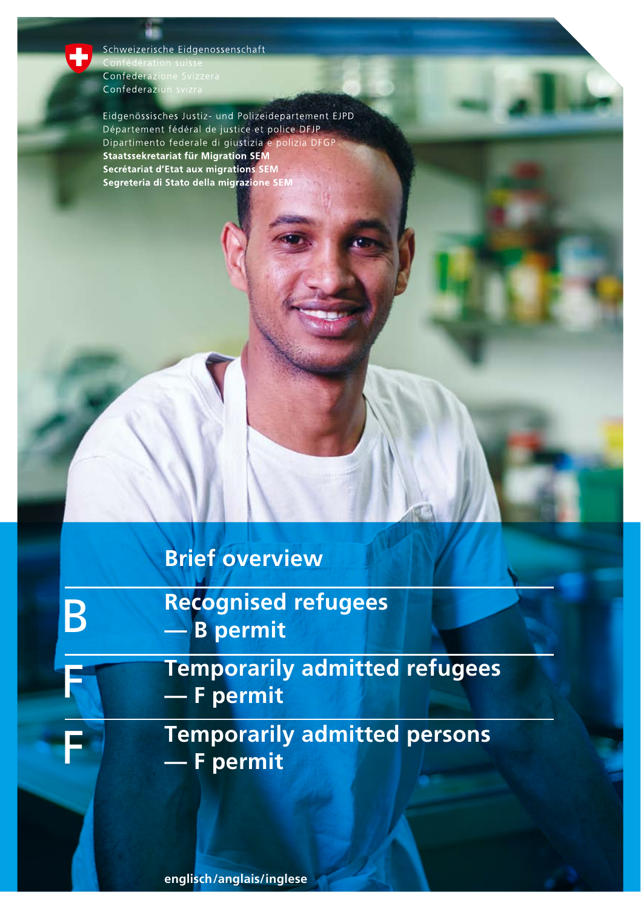Schweizerische Eidgenossenschaft
Confédération suisse
Confederazione Svizzera
Confederaziun svizra

Eidgenössisches Justiz- und Polizeidepartement EJPD
Département fédéral de justice et police DFJP
Dipartimento federale di giustizia e polizia DFGP
**Staatssekretariat für Migration SEM**
**Secrétariat d'Etat aux migrations SEM**
**Segreteria di Stato della migrazione SEM**

# Brief overview

## B — Recognised refugees — B permit

## F — Temporarily admitted refugees — F permit

## F — Temporarily admitted persons — F permit

**englisch/anglais/inglese**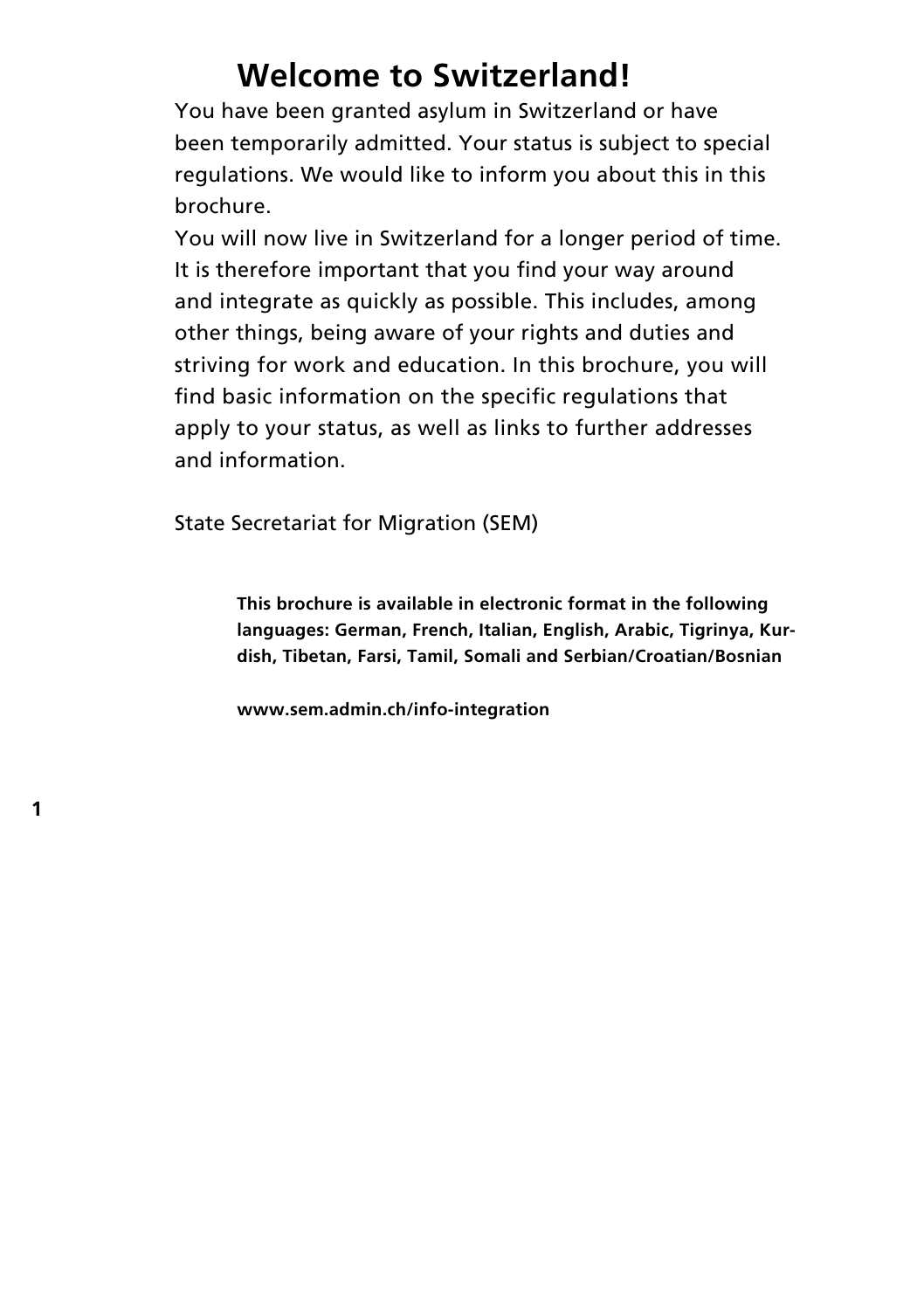# Welcome to Switzerland!

You have been granted asylum in Switzerland or have been temporarily admitted. Your status is subject to special regulations. We would like to inform you about this in this brochure.

You will now live in Switzerland for a longer period of time. It is therefore important that you find your way around and integrate as quickly as possible. This includes, among other things, being aware of your rights and duties and striving for work and education. In this brochure, you will find basic information on the specific regulations that apply to your status, as well as links to further addresses and information.

State Secretariat for Migration (SEM)

**This brochure is available in electronic format in the following languages: German, French, Italian, English, Arabic, Tigrinya, Kurdish, Tibetan, Farsi, Tamil, Somali and Serbian/Croatian/Bosnian**

**www.sem.admin.ch/info-integration**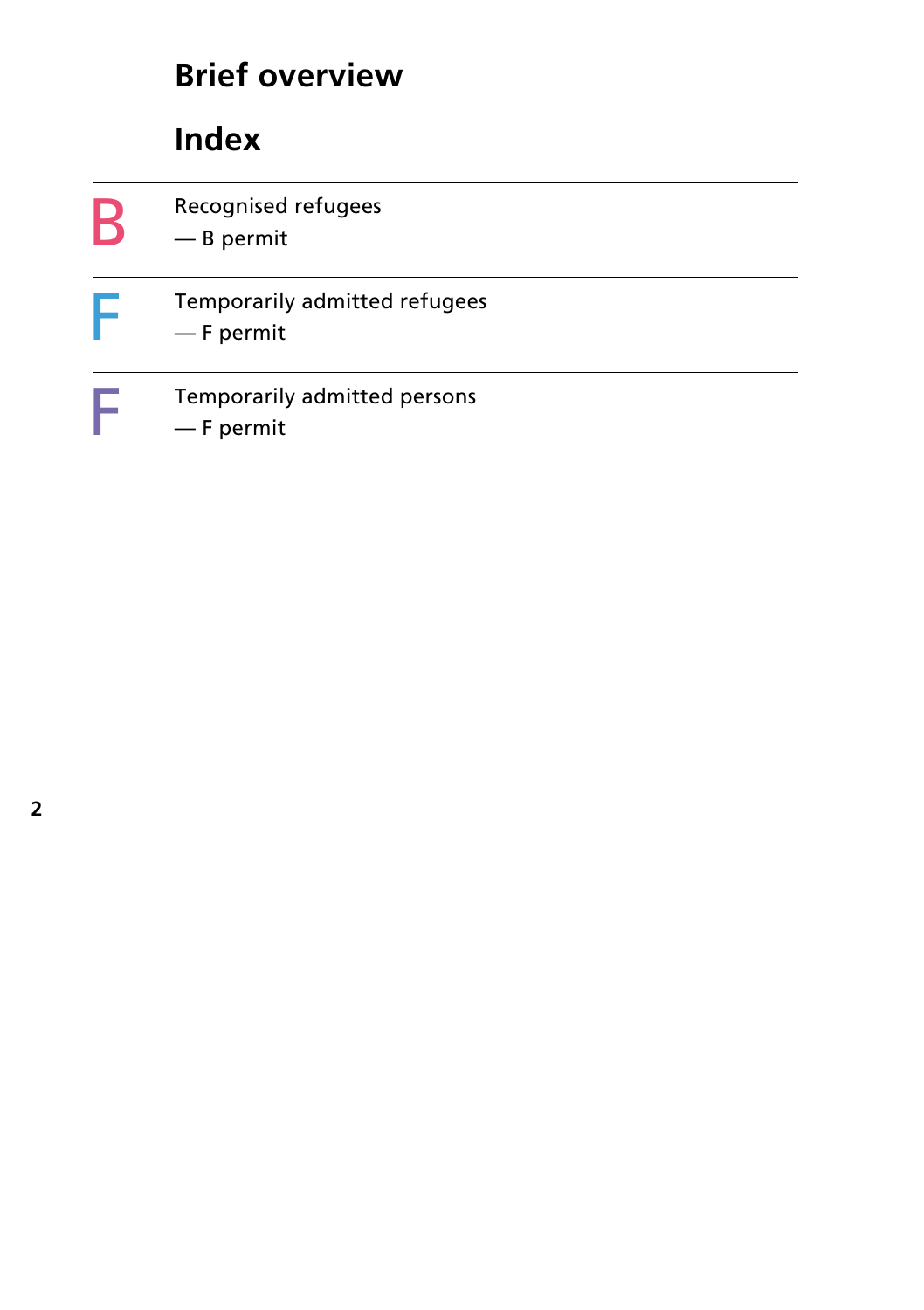# Brief overview

## Index

| | |
|---|---|
| B | Recognised refugees<br>— B permit |
| F | Temporarily admitted refugees<br>— F permit |
| F | Temporarily admitted persons<br>— F permit |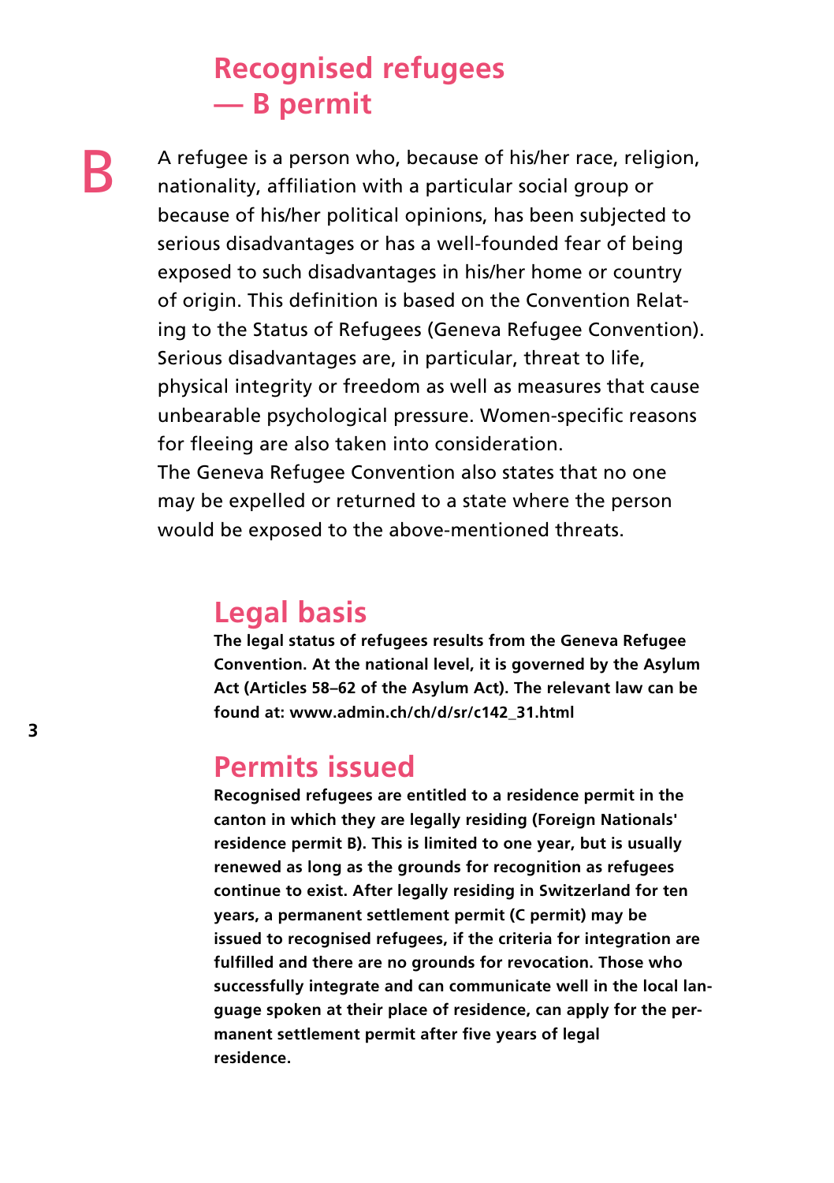# Recognised refugees — B permit

B

A refugee is a person who, because of his/her race, religion, nationality, affiliation with a particular social group or because of his/her political opinions, has been subjected to serious disadvantages or has a well-founded fear of being exposed to such disadvantages in his/her home or country of origin. This definition is based on the Convention Relating to the Status of Refugees (Geneva Refugee Convention). Serious disadvantages are, in particular, threat to life, physical integrity or freedom as well as measures that cause unbearable psychological pressure. Women-specific reasons for fleeing are also taken into consideration.
The Geneva Refugee Convention also states that no one may be expelled or returned to a state where the person would be exposed to the above-mentioned threats.

## Legal basis

**The legal status of refugees results from the Geneva Refugee Convention. At the national level, it is governed by the Asylum Act (Articles 58–62 of the Asylum Act). The relevant law can be found at: www.admin.ch/ch/d/sr/c142_31.html**

## Permits issued

**Recognised refugees are entitled to a residence permit in the canton in which they are legally residing (Foreign Nationals' residence permit B). This is limited to one year, but is usually renewed as long as the grounds for recognition as refugees continue to exist. After legally residing in Switzerland for ten years, a permanent settlement permit (C permit) may be issued to recognised refugees, if the criteria for integration are fulfilled and there are no grounds for revocation. Those who successfully integrate and can communicate well in the local language spoken at their place of residence, can apply for the permanent settlement permit after five years of legal residence.**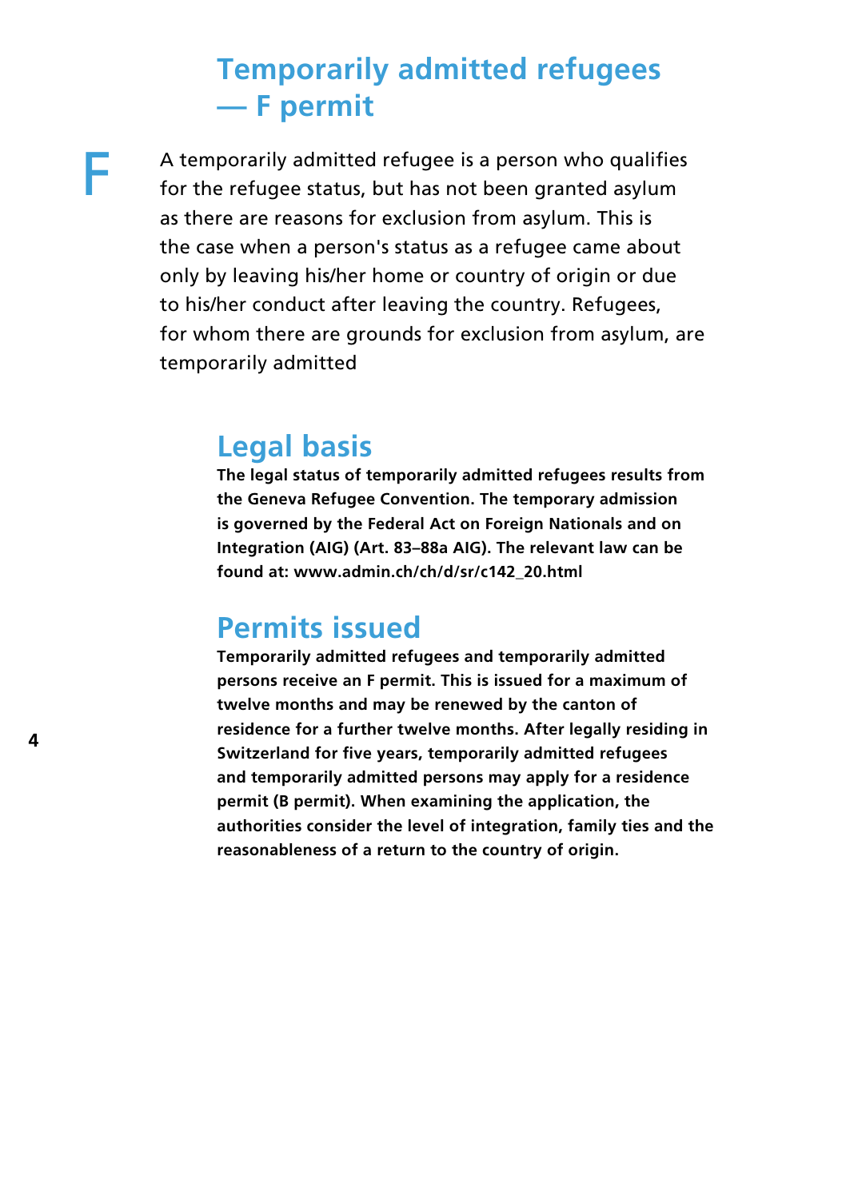# Temporarily admitted refugees — F permit

F

A temporarily admitted refugee is a person who qualifies for the refugee status, but has not been granted asylum as there are reasons for exclusion from asylum. This is the case when a person's status as a refugee came about only by leaving his/her home or country of origin or due to his/her conduct after leaving the country. Refugees, for whom there are grounds for exclusion from asylum, are temporarily admitted

## Legal basis

**The legal status of temporarily admitted refugees results from the Geneva Refugee Convention. The temporary admission is governed by the Federal Act on Foreign Nationals and on Integration (AIG) (Art. 83–88a AIG). The relevant law can be found at: www.admin.ch/ch/d/sr/c142_20.html**

## Permits issued

**Temporarily admitted refugees and temporarily admitted persons receive an F permit. This is issued for a maximum of twelve months and may be renewed by the canton of residence for a further twelve months. After legally residing in Switzerland for five years, temporarily admitted refugees and temporarily admitted persons may apply for a residence permit (B permit). When examining the application, the authorities consider the level of integration, family ties and the reasonableness of a return to the country of origin.**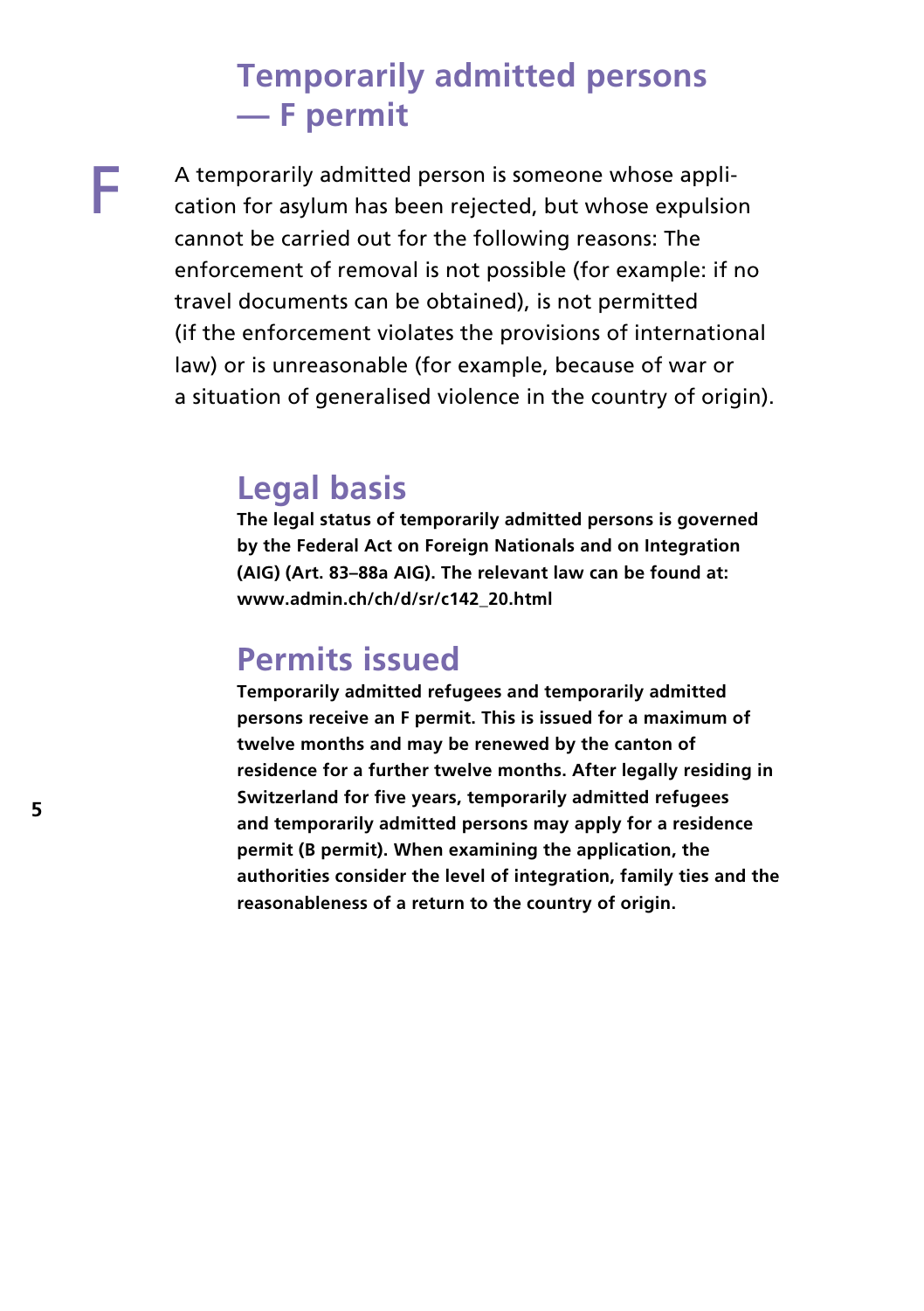# Temporarily admitted persons — F permit

F

A temporarily admitted person is someone whose application for asylum has been rejected, but whose expulsion cannot be carried out for the following reasons: The enforcement of removal is not possible (for example: if no travel documents can be obtained), is not permitted (if the enforcement violates the provisions of international law) or is unreasonable (for example, because of war or a situation of generalised violence in the country of origin).

## Legal basis

**The legal status of temporarily admitted persons is governed by the Federal Act on Foreign Nationals and on Integration (AIG) (Art. 83–88a AIG). The relevant law can be found at: www.admin.ch/ch/d/sr/c142_20.html**

## Permits issued

**Temporarily admitted refugees and temporarily admitted persons receive an F permit. This is issued for a maximum of twelve months and may be renewed by the canton of residence for a further twelve months. After legally residing in Switzerland for five years, temporarily admitted refugees and temporarily admitted persons may apply for a residence permit (B permit). When examining the application, the authorities consider the level of integration, family ties and the reasonableness of a return to the country of origin.**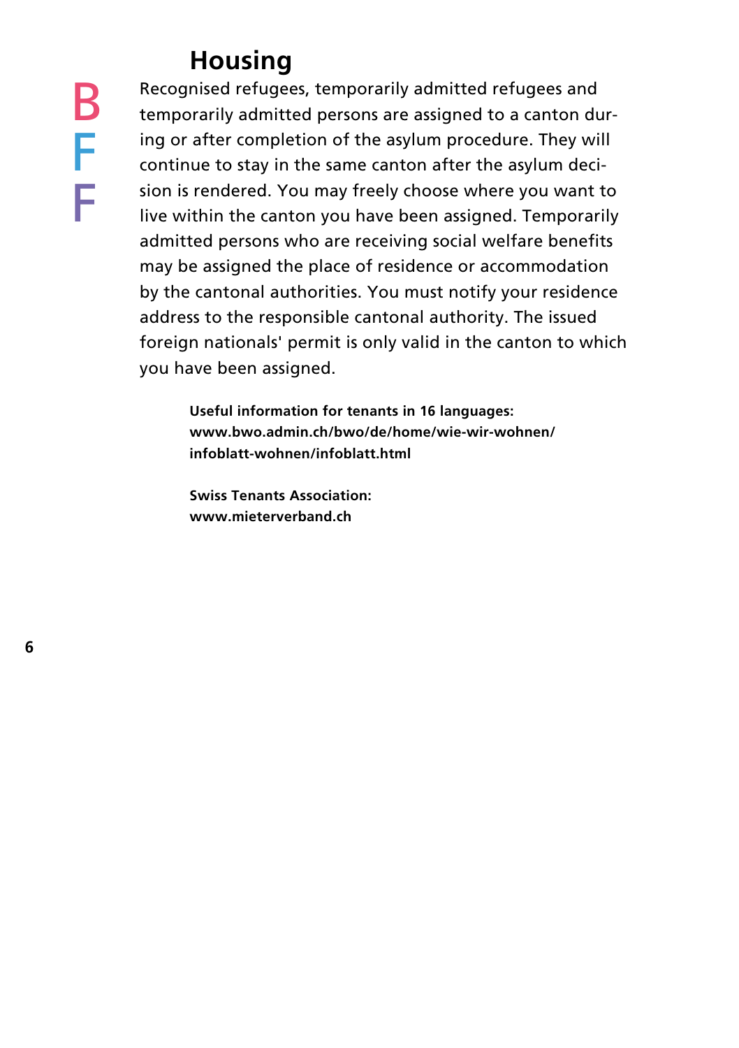# Housing

B
F
F

Recognised refugees, temporarily admitted refugees and temporarily admitted persons are assigned to a canton during or after completion of the asylum procedure. They will continue to stay in the same canton after the asylum decision is rendered. You may freely choose where you want to live within the canton you have been assigned. Temporarily admitted persons who are receiving social welfare benefits may be assigned the place of residence or accommodation by the cantonal authorities. You must notify your residence address to the responsible cantonal authority. The issued foreign nationals' permit is only valid in the canton to which you have been assigned.

**Useful information for tenants in 16 languages:**
**www.bwo.admin.ch/bwo/de/home/wie-wir-wohnen/infoblatt-wohnen/infoblatt.html**

**Swiss Tenants Association:**
**www.mieterverband.ch**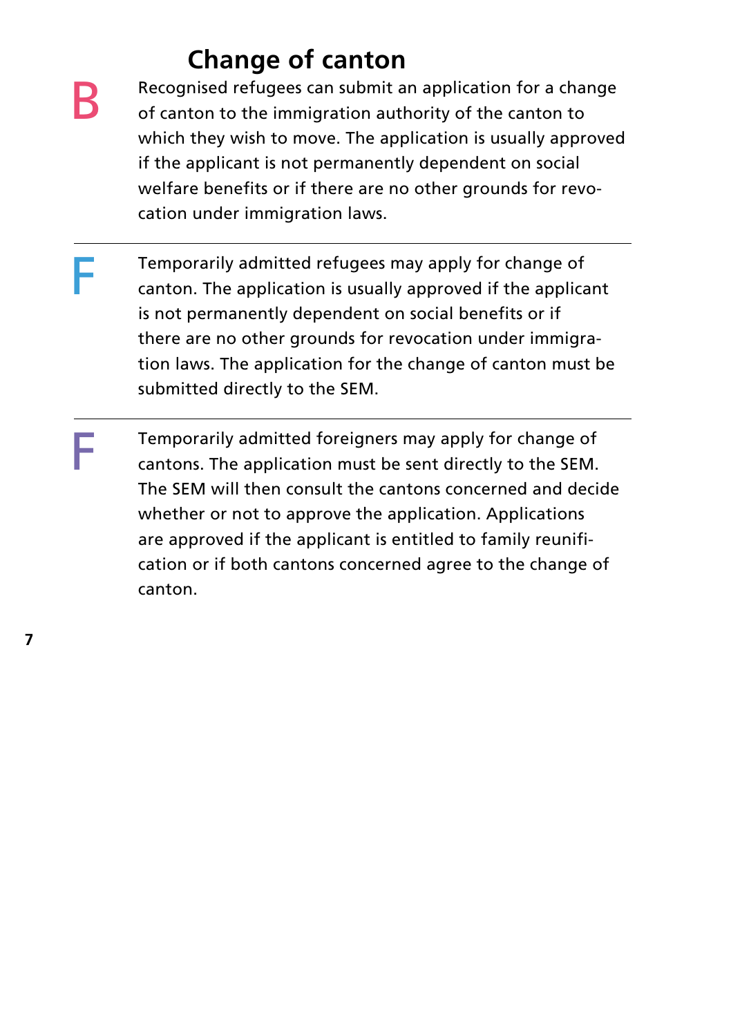## Change of canton

**B**

Recognised refugees can submit an application for a change of canton to the immigration authority of the canton to which they wish to move. The application is usually approved if the applicant is not permanently dependent on social welfare benefits or if there are no other grounds for revocation under immigration laws.

---

**F**

Temporarily admitted refugees may apply for change of canton. The application is usually approved if the applicant is not permanently dependent on social benefits or if there are no other grounds for revocation under immigration laws. The application for the change of canton must be submitted directly to the SEM.

---

**F**

Temporarily admitted foreigners may apply for change of cantons. The application must be sent directly to the SEM. The SEM will then consult the cantons concerned and decide whether or not to approve the application. Applications are approved if the applicant is entitled to family reunification or if both cantons concerned agree to the change of canton.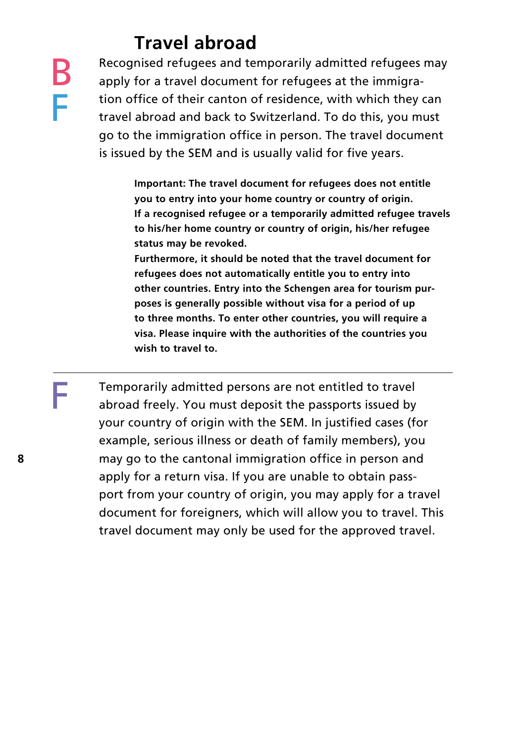## Travel abroad

B
F

Recognised refugees and temporarily admitted refugees may apply for a travel document for refugees at the immigration office of their canton of residence, with which they can travel abroad and back to Switzerland. To do this, you must go to the immigration office in person. The travel document is issued by the SEM and is usually valid for five years.

**Important: The travel document for refugees does not entitle you to entry into your home country or country of origin. If a recognised refugee or a temporarily admitted refugee travels to his/her home country or country of origin, his/her refugee status may be revoked.**
**Furthermore, it should be noted that the travel document for refugees does not automatically entitle you to entry into other countries. Entry into the Schengen area for tourism purposes is generally possible without visa for a period of up to three months. To enter other countries, you will require a visa. Please inquire with the authorities of the countries you wish to travel to.**

---

F

Temporarily admitted persons are not entitled to travel abroad freely. You must deposit the passports issued by your country of origin with the SEM. In justified cases (for example, serious illness or death of family members), you may go to the cantonal immigration office in person and apply for a return visa. If you are unable to obtain passport from your country of origin, you may apply for a travel document for foreigners, which will allow you to travel. This travel document may only be used for the approved travel.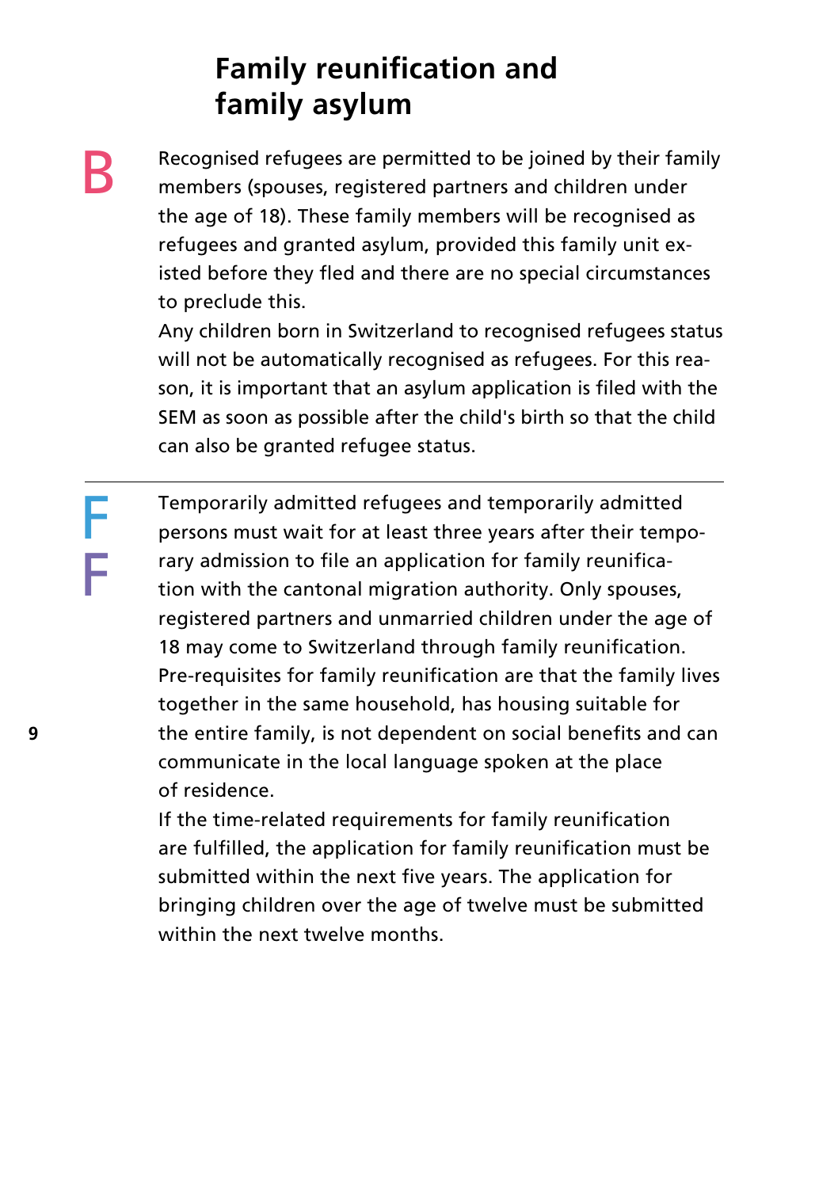# Family reunification and family asylum

B

Recognised refugees are permitted to be joined by their family members (spouses, registered partners and children under the age of 18). These family members will be recognised as refugees and granted asylum, provided this family unit existed before they fled and there are no special circumstances to preclude this.

Any children born in Switzerland to recognised refugees status will not be automatically recognised as refugees. For this reason, it is important that an asylum application is filed with the SEM as soon as possible after the child's birth so that the child can also be granted refugee status.

---

F
F

Temporarily admitted refugees and temporarily admitted persons must wait for at least three years after their temporary admission to file an application for family reunification with the cantonal migration authority. Only spouses, registered partners and unmarried children under the age of 18 may come to Switzerland through family reunification. Pre-requisites for family reunification are that the family lives together in the same household, has housing suitable for the entire family, is not dependent on social benefits and can communicate in the local language spoken at the place of residence.

If the time-related requirements for family reunification are fulfilled, the application for family reunification must be submitted within the next five years. The application for bringing children over the age of twelve must be submitted within the next twelve months.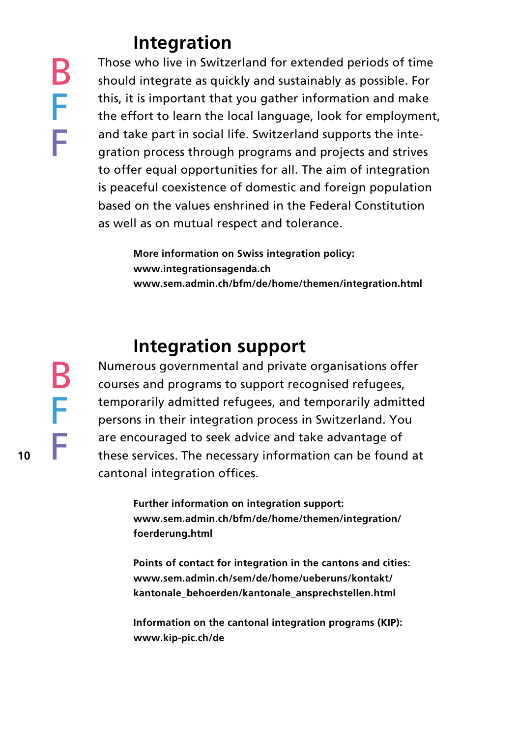## Integration

B
F
F

Those who live in Switzerland for extended periods of time should integrate as quickly and sustainably as possible. For this, it is important that you gather information and make the effort to learn the local language, look for employment, and take part in social life. Switzerland supports the integration process through programs and projects and strives to offer equal opportunities for all. The aim of integration is peaceful coexistence of domestic and foreign population based on the values enshrined in the Federal Constitution as well as on mutual respect and tolerance.

**More information on Swiss integration policy:**
**www.integrationsagenda.ch**
**www.sem.admin.ch/bfm/de/home/themen/integration.html**

## Integration support

B
F
F

Numerous governmental and private organisations offer courses and programs to support recognised refugees, temporarily admitted refugees, and temporarily admitted persons in their integration process in Switzerland. You are encouraged to seek advice and take advantage of these services. The necessary information can be found at cantonal integration offices.

**Further information on integration support:**
**www.sem.admin.ch/bfm/de/home/themen/integration/foerderung.html**

**Points of contact for integration in the cantons and cities:**
**www.sem.admin.ch/sem/de/home/ueberuns/kontakt/kantonale_behoerden/kantonale_ansprechstellen.html**

**Information on the cantonal integration programs (KIP):**
**www.kip-pic.ch/de**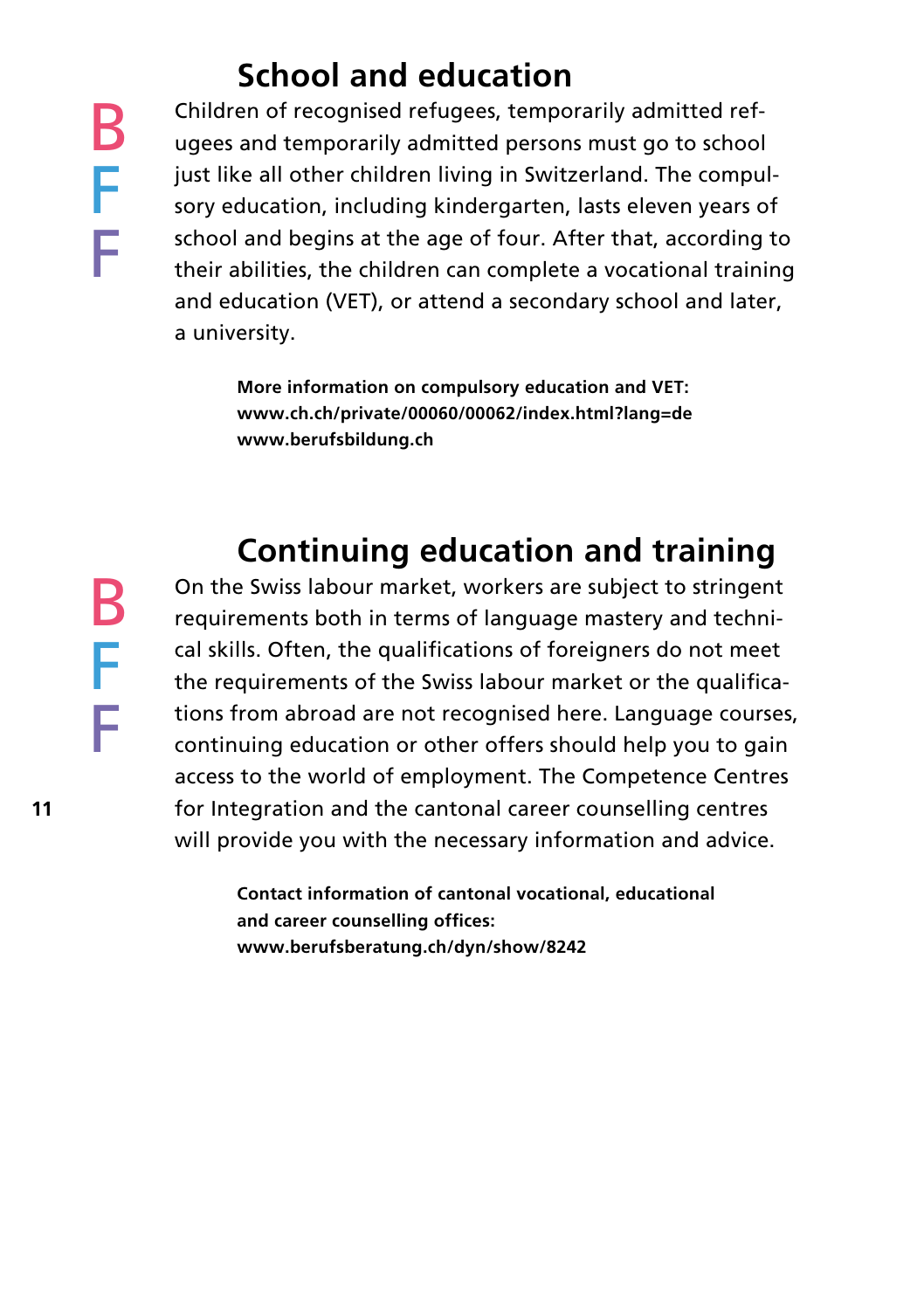## School and education

B
F
F

Children of recognised refugees, temporarily admitted refugees and temporarily admitted persons must go to school just like all other children living in Switzerland. The compulsory education, including kindergarten, lasts eleven years of school and begins at the age of four. After that, according to their abilities, the children can complete a vocational training and education (VET), or attend a secondary school and later, a university.

**More information on compulsory education and VET:**
**www.ch.ch/private/00060/00062/index.html?lang=de**
**www.berufsbildung.ch**

## Continuing education and training

B
F
F

On the Swiss labour market, workers are subject to stringent requirements both in terms of language mastery and technical skills. Often, the qualifications of foreigners do not meet the requirements of the Swiss labour market or the qualifications from abroad are not recognised here. Language courses, continuing education or other offers should help you to gain access to the world of employment. The Competence Centres for Integration and the cantonal career counselling centres will provide you with the necessary information and advice.

**Contact information of cantonal vocational, educational and career counselling offices:**
**www.berufsberatung.ch/dyn/show/8242**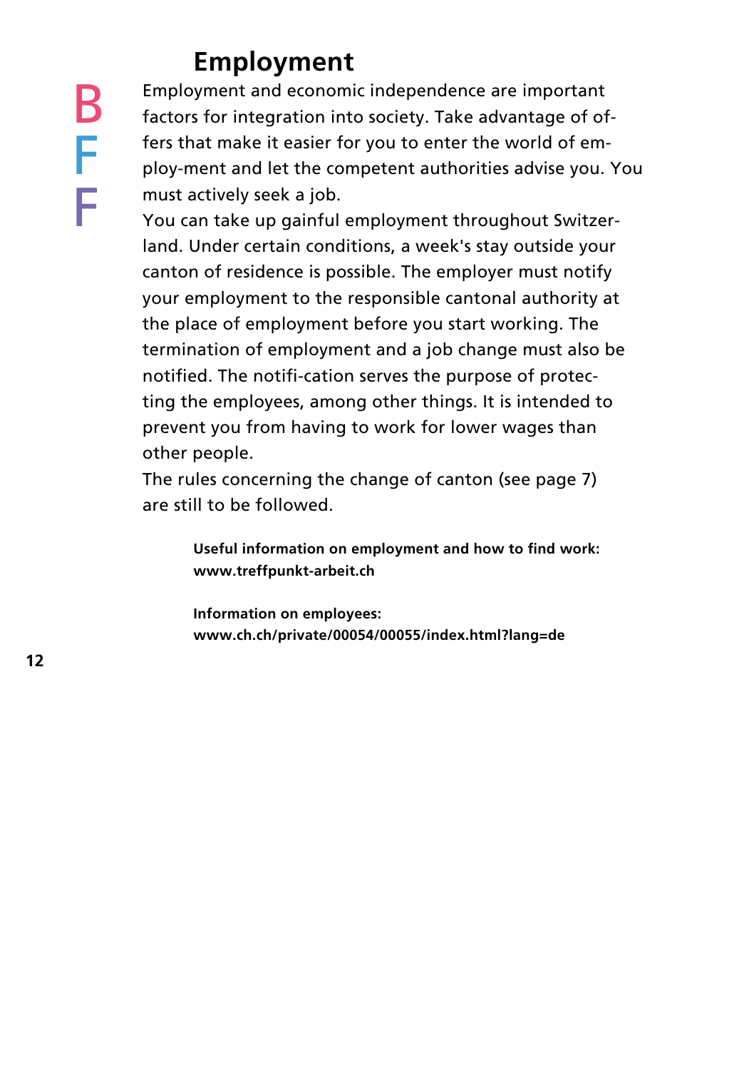# Employment

B
F
F

Employment and economic independence are important factors for integration into society. Take advantage of offers that make it easier for you to enter the world of employ-ment and let the competent authorities advise you. You must actively seek a job.

You can take up gainful employment throughout Switzerland. Under certain conditions, a week's stay outside your canton of residence is possible. The employer must notify your employment to the responsible cantonal authority at the place of employment before you start working. The termination of employment and a job change must also be notified. The notifi-cation serves the purpose of protecting the employees, among other things. It is intended to prevent you from having to work for lower wages than other people.

The rules concerning the change of canton (see page 7) are still to be followed.

**Useful information on employment and how to find work:**
**www.treffpunkt-arbeit.ch**

**Information on employees:**
**www.ch.ch/private/00054/00055/index.html?lang=de**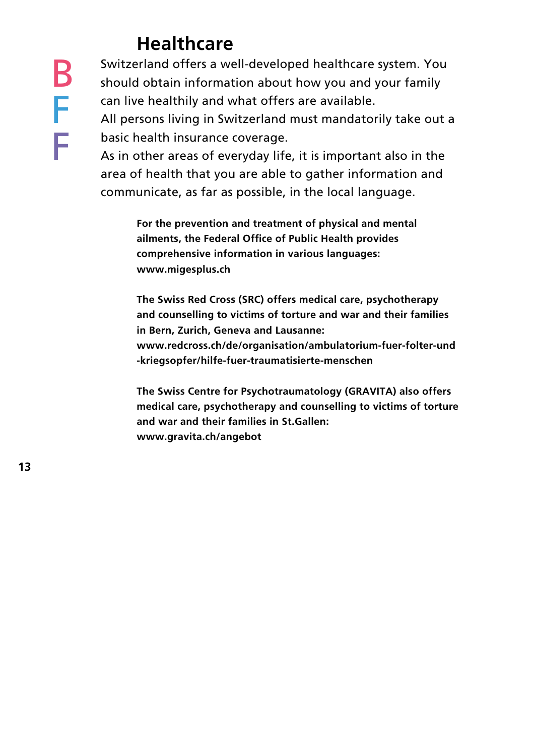## Healthcare

B
F
F

Switzerland offers a well-developed healthcare system. You should obtain information about how you and your family can live healthily and what offers are available.
All persons living in Switzerland must mandatorily take out a basic health insurance coverage.
As in other areas of everyday life, it is important also in the area of health that you are able to gather information and communicate, as far as possible, in the local language.

**For the prevention and treatment of physical and mental ailments, the Federal Office of Public Health provides comprehensive information in various languages: www.migesplus.ch**

**The Swiss Red Cross (SRC) offers medical care, psychotherapy and counselling to victims of torture and war and their families in Bern, Zurich, Geneva and Lausanne: www.redcross.ch/de/organisation/ambulatorium-fuer-folter-und-kriegsopfer/hilfe-fuer-traumatisierte-menschen**

**The Swiss Centre for Psychotraumatology (GRAVITA) also offers medical care, psychotherapy and counselling to victims of torture and war and their families in St.Gallen: www.gravita.ch/angebot**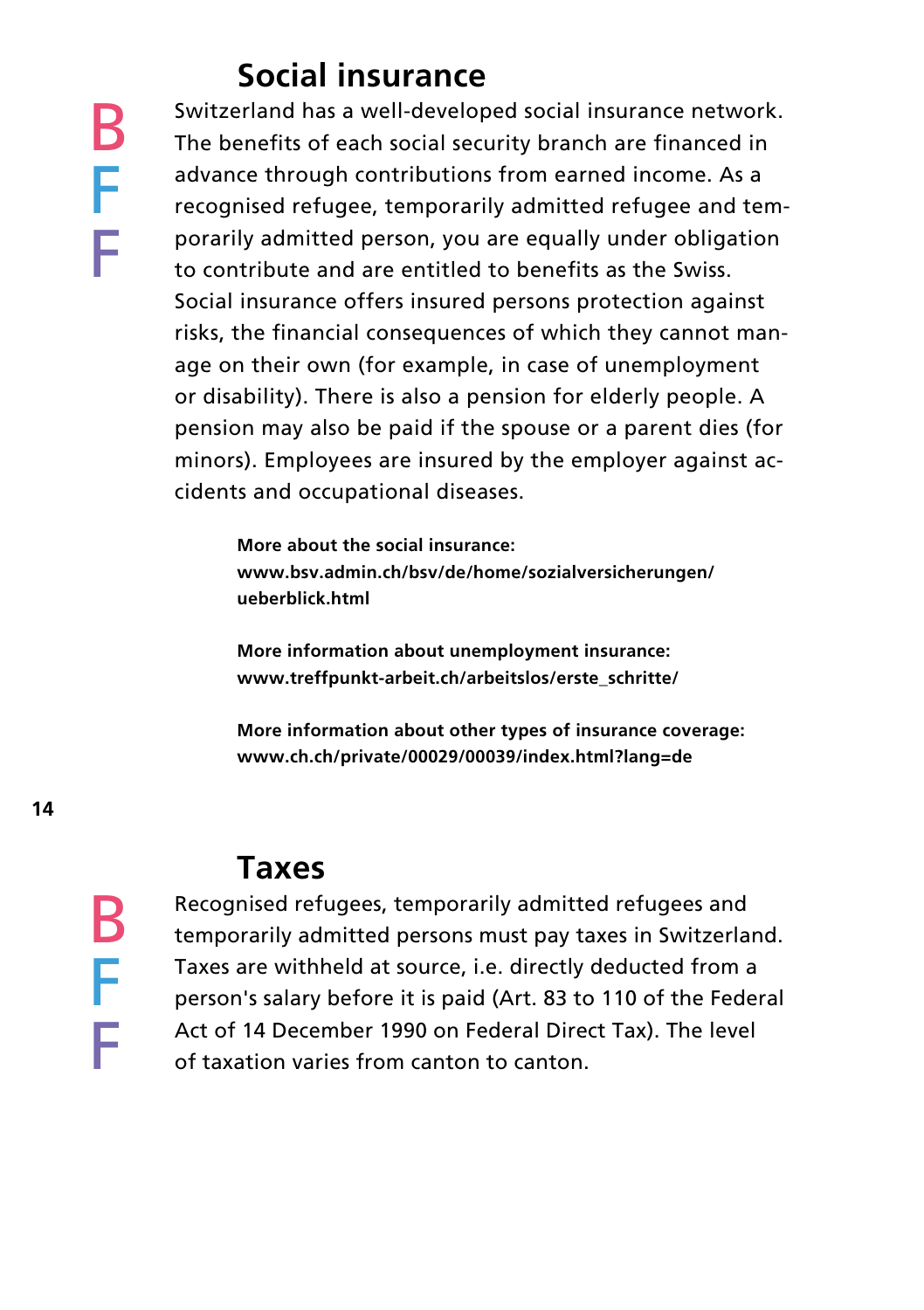## Social insurance

B
F
F

Switzerland has a well-developed social insurance network. The benefits of each social security branch are financed in advance through contributions from earned income. As a recognised refugee, temporarily admitted refugee and temporarily admitted person, you are equally under obligation to contribute and are entitled to benefits as the Swiss. Social insurance offers insured persons protection against risks, the financial consequences of which they cannot manage on their own (for example, in case of unemployment or disability). There is also a pension for elderly people. A pension may also be paid if the spouse or a parent dies (for minors). Employees are insured by the employer against accidents and occupational diseases.

**More about the social insurance:**
**www.bsv.admin.ch/bsv/de/home/sozialversicherungen/ueberblick.html**

**More information about unemployment insurance:**
**www.treffpunkt-arbeit.ch/arbeitslos/erste_schritte/**

**More information about other types of insurance coverage:**
**www.ch.ch/private/00029/00039/index.html?lang=de**

## Taxes

B
F
F

Recognised refugees, temporarily admitted refugees and temporarily admitted persons must pay taxes in Switzerland. Taxes are withheld at source, i.e. directly deducted from a person's salary before it is paid (Art. 83 to 110 of the Federal Act of 14 December 1990 on Federal Direct Tax). The level of taxation varies from canton to canton.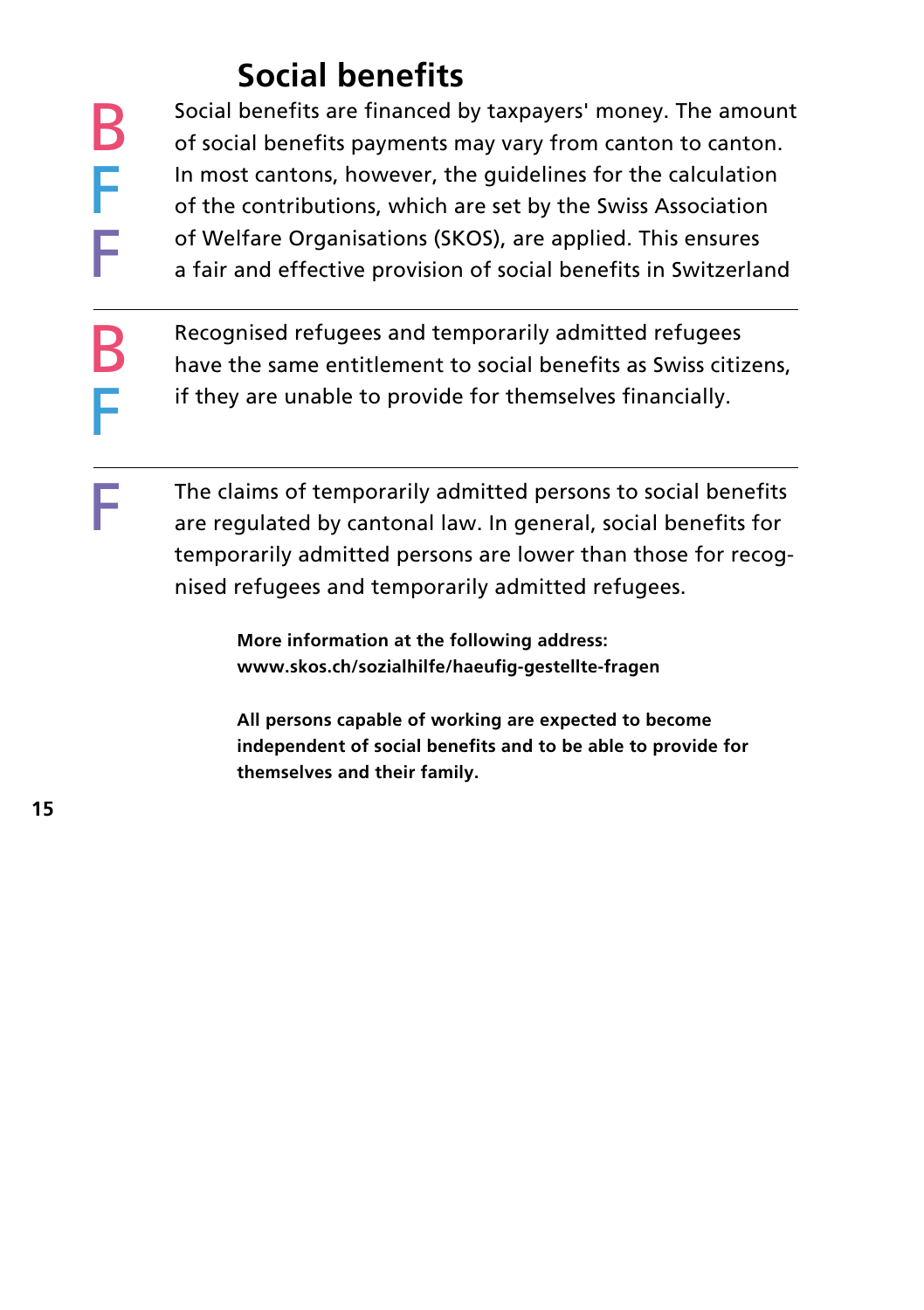## Social benefits

B F F

Social benefits are financed by taxpayers' money. The amount of social benefits payments may vary from canton to canton. In most cantons, however, the guidelines for the calculation of the contributions, which are set by the Swiss Association of Welfare Organisations (SKOS), are applied. This ensures a fair and effective provision of social benefits in Switzerland

---

B F

Recognised refugees and temporarily admitted refugees have the same entitlement to social benefits as Swiss citizens, if they are unable to provide for themselves financially.

---

F

The claims of temporarily admitted persons to social benefits are regulated by cantonal law. In general, social benefits for temporarily admitted persons are lower than those for recognised refugees and temporarily admitted refugees.

**More information at the following address:**
**www.skos.ch/sozialhilfe/haeufig-gestellte-fragen**

**All persons capable of working are expected to become independent of social benefits and to be able to provide for themselves and their family.**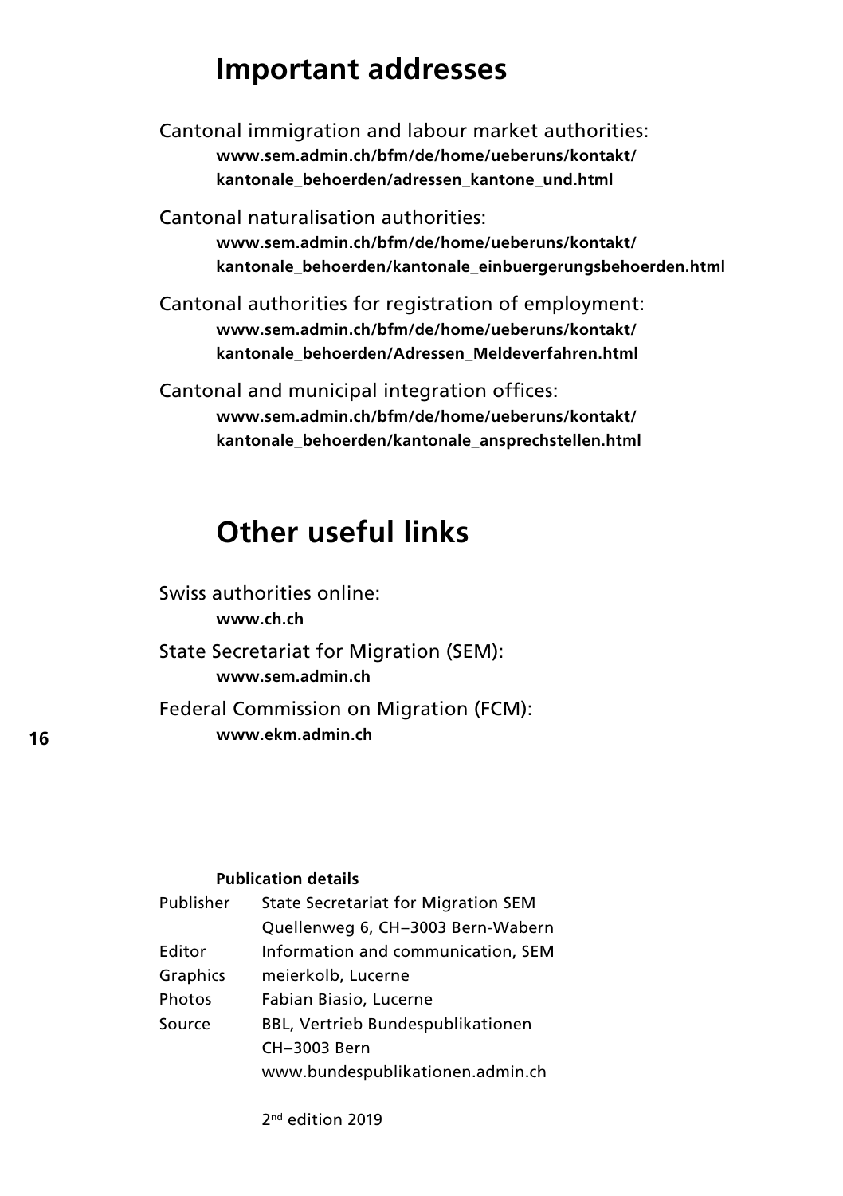# Important addresses

Cantonal immigration and labour market authorities:

**www.sem.admin.ch/bfm/de/home/ueberuns/kontakt/kantonale_behoerden/adressen_kantone_und.html**

Cantonal naturalisation authorities:

**www.sem.admin.ch/bfm/de/home/ueberuns/kontakt/kantonale_behoerden/kantonale_einbuergerungsbehoerden.html**

Cantonal authorities for registration of employment:

**www.sem.admin.ch/bfm/de/home/ueberuns/kontakt/kantonale_behoerden/Adressen_Meldeverfahren.html**

Cantonal and municipal integration offices:

**www.sem.admin.ch/bfm/de/home/ueberuns/kontakt/kantonale_behoerden/kantonale_ansprechstellen.html**

# Other useful links

Swiss authorities online:

**www.ch.ch**

State Secretariat for Migration (SEM):

**www.sem.admin.ch**

Federal Commission on Migration (FCM):

**www.ekm.admin.ch**

**Publication details**

| | |
|---|---|
| Publisher | State Secretariat for Migration SEM<br>Quellenweg 6, CH–3003 Bern-Wabern |
| Editor | Information and communication, SEM |
| Graphics | meierkolb, Lucerne |
| Photos | Fabian Biasio, Lucerne |
| Source | BBL, Vertrieb Bundespublikationen<br>CH–3003 Bern<br>www.bundespublikationen.admin.ch |

2nd edition 2019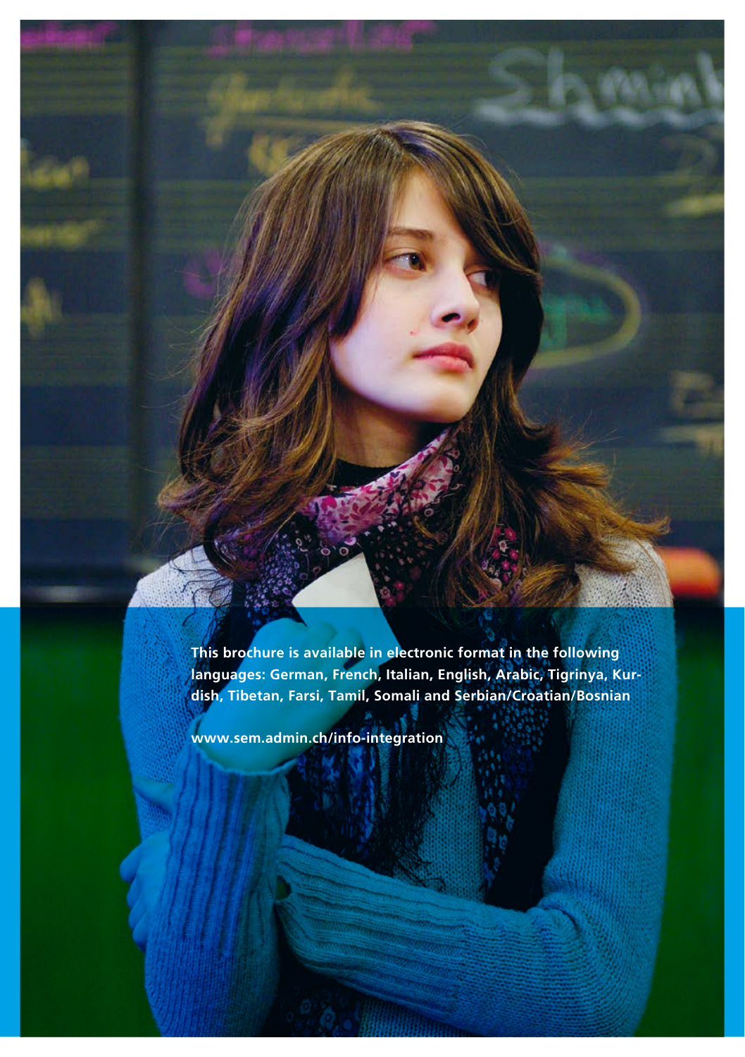**This brochure is available in electronic format in the following languages: German, French, Italian, English, Arabic, Tigrinya, Kurdish, Tibetan, Farsi, Tamil, Somali and Serbian/Croatian/Bosnian**

**www.sem.admin.ch/info-integration**